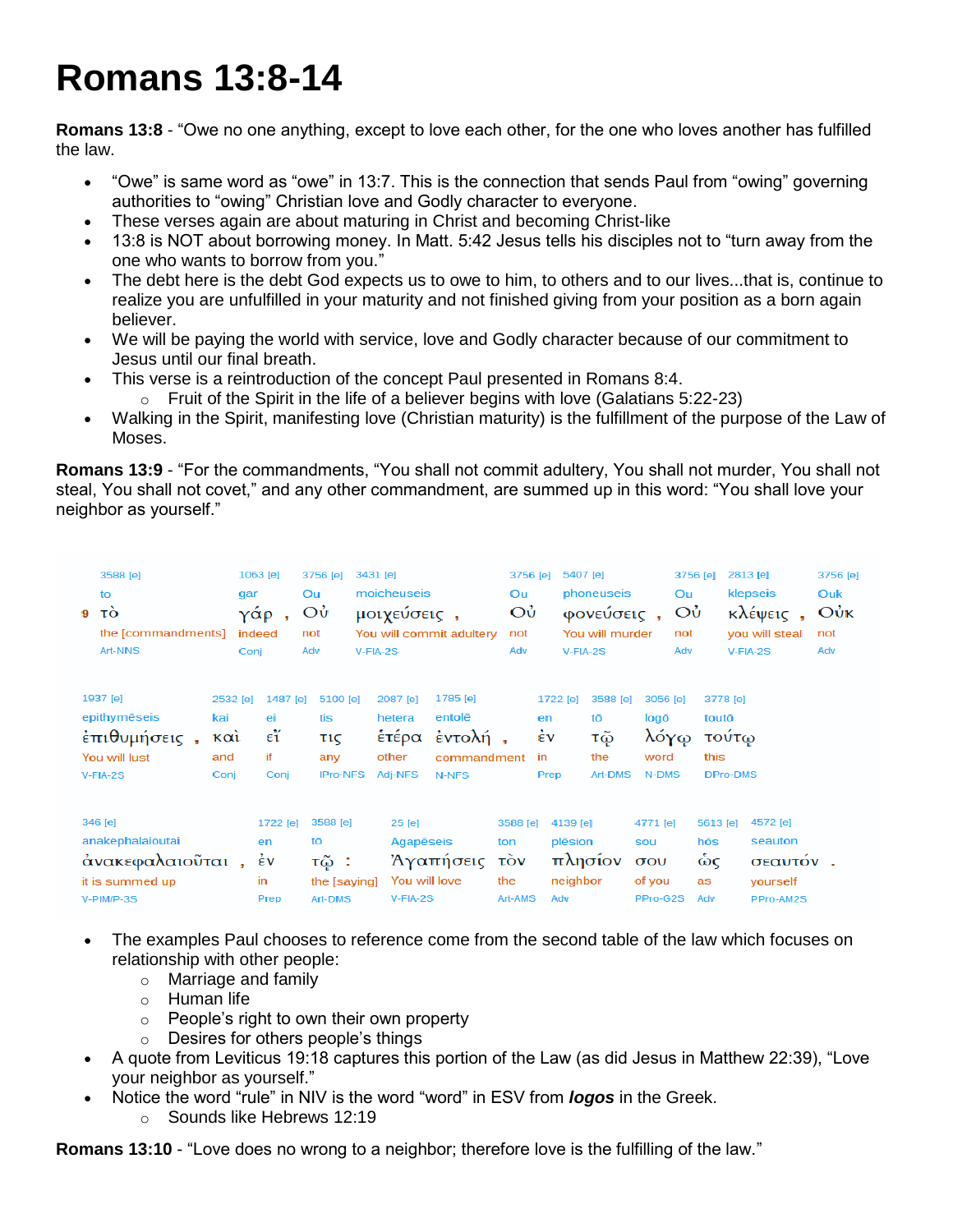# Romans 13:8-14

**Romans 13:8** - "Owe no one anything, except to love each other, for the one who loves another has fulfilled the law.

- "Owe" is same word as "owe" in 13:7. This is the connection that sends Paul from "owing" governing authorities to "owing" Christian love and Godly character to everyone.
- These verses again are about maturing in Christ and becoming Christ-like
- 13:8 is NOT about borrowing money. In Matt. 5:42 Jesus tells his disciples not to "turn away from the one who wants to borrow from you."
- The debt here is the debt God expects us to owe to him, to others and to our lives...that is, continue to realize you are unfulfilled in your maturity and not finished giving from your position as a born again believer.
- We will be paying the world with service, love and Godly character because of our commitment to Jesus until our final breath.
- This verse is a reintroduction of the concept Paul presented in Romans 8:4.
    - Fruit of the Spirit in the life of a believer begins with love (Galatians 5:22-23)
- Walking in the Spirit, manifesting love (Christian maturity) is the fulfillment of the purpose of the Law of Moses.

**Romans 13:9** - "For the commandments, "You shall not commit adultery, You shall not murder, You shall not steal, You shall not covet," and any other commandment, are summed up in this word: "You shall love your neighbor as yourself."

| 3588 [e] | 1063 [e] | 3756 [e] | 3431 [e] | 3756 [e] | 5407 [e] | 3756 [e] | 2813 [e] | 3756 [e] |
|---|---|---|---|---|---|---|---|---|
| to | gar | Ou | moicheuseis | Ou | phoneuseis | Ou | klepseis | Ouk |
| 9 τὸ | γάρ , | Οὐ | μοιχεύσεις , | Οὐ | φονεύσεις , | Οὐ | κλέψεις , | Οὐκ |
| the [commandments] | indeed | not | You will commit adultery | not | You will murder | not | you will steal | not |
| Art-NNS | Conj | Adv | V-FIA-2S | Adv | V-FIA-2S | Adv | V-FIA-2S | Adv |

| 1937 [e] | 2532 [e] | 1487 [e] | 5100 [e] | 2087 [e] | 1785 [e] | 1722 [e] | 3588 [e] | 3056 [e] | 3778 [e] |
|---|---|---|---|---|---|---|---|---|---|
| epithymēseis | kai | ei | tis | hetera | entolē | en | tō | logō | toutō |
| ἐπιθυμήσεις , | καὶ | εἴ | τις | ἑτέρα | ἐντολή , | ἐν | τῷ | λόγῳ | τούτῳ |
| You will lust | and | if | any | other | commandment | in | the | word | this |
| V-FIA-2S | Conj | Conj | IPro-NFS | Adj-NFS | N-NFS | Prep | Art-DMS | N-DMS | DPro-DMS |

| 346 [e] | 1722 [e] | 3588 [e] | 25 [e] | 3588 [e] | 4139 [e] | 4771 [e] | 5613 [e] | 4572 [e] |
|---|---|---|---|---|---|---|---|---|
| anakephalaioutai | en | tō | Agapēseis | ton | plēsion | sou | hōs | seauton |
| ἀνακεφαλαιοῦται , | ἐν | τῷ : | Ἀγαπήσεις | τὸν | πλησίον | σου | ὡς | σεαυτόν . |
| it is summed up | in | the [saying] | You will love | the | neighbor | of you | as | yourself |
| V-PIM/P-3S | Prep | Art-DMS | V-FIA-2S | Art-AMS | Adv | PPro-G2S | Adv | PPro-AM2S |

- The examples Paul chooses to reference come from the second table of the law which focuses on relationship with other people:
    - Marriage and family
    - Human life
    - People's right to own their own property
    - Desires for others people's things
- A quote from Leviticus 19:18 captures this portion of the Law (as did Jesus in Matthew 22:39), "Love your neighbor as yourself."
- Notice the word "rule" in NIV is the word "word" in ESV from ***logos*** in the Greek.
    - Sounds like Hebrews 12:19

**Romans 13:10** - "Love does no wrong to a neighbor; therefore love is the fulfilling of the law."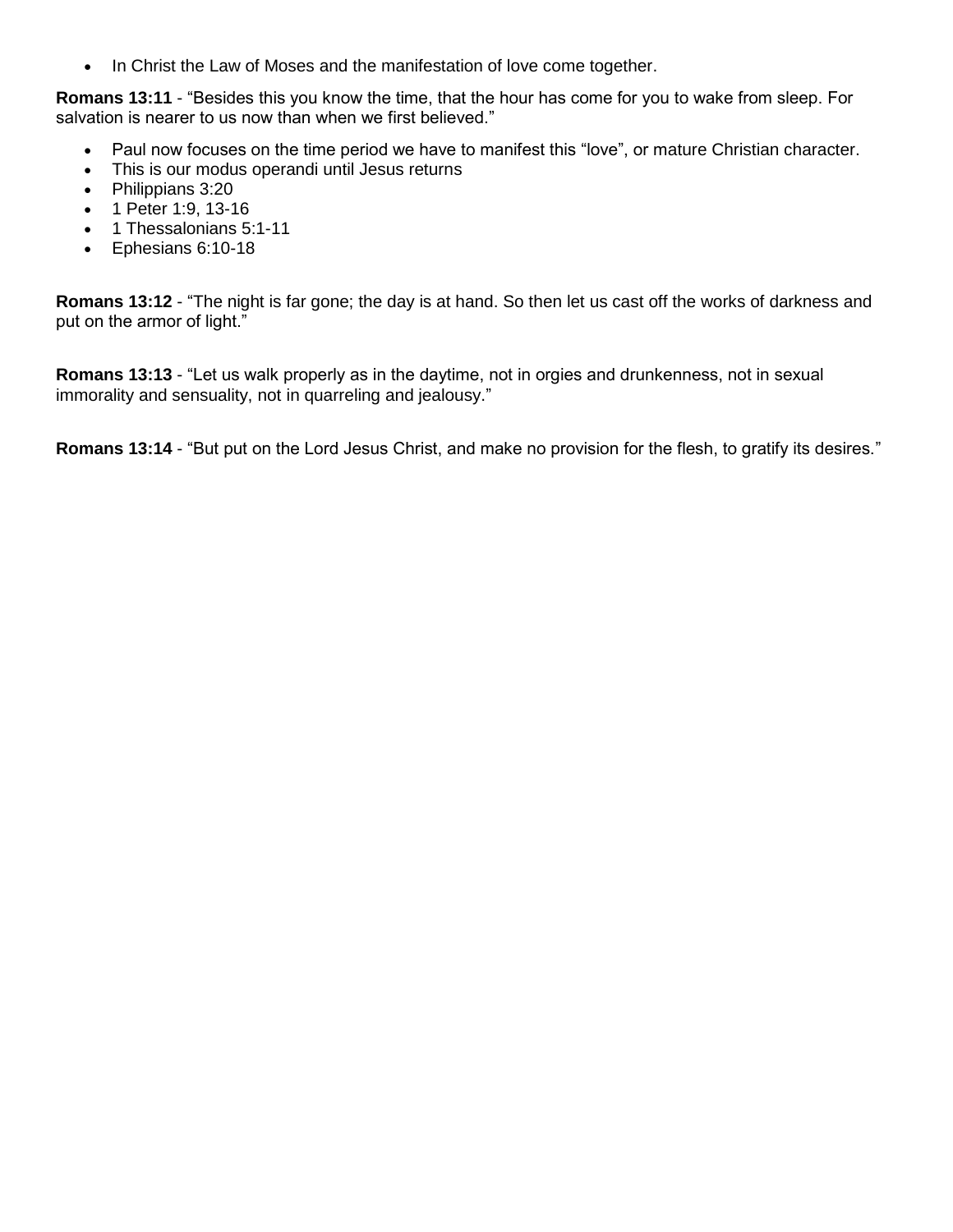- In Christ the Law of Moses and the manifestation of love come together.

**Romans 13:11** - "Besides this you know the time, that the hour has come for you to wake from sleep. For salvation is nearer to us now than when we first believed."

- Paul now focuses on the time period we have to manifest this "love", or mature Christian character.
- This is our modus operandi until Jesus returns
- Philippians 3:20
- 1 Peter 1:9, 13-16
- 1 Thessalonians 5:1-11
- Ephesians 6:10-18

**Romans 13:12** - "The night is far gone; the day is at hand. So then let us cast off the works of darkness and put on the armor of light."

**Romans 13:13** - "Let us walk properly as in the daytime, not in orgies and drunkenness, not in sexual immorality and sensuality, not in quarreling and jealousy."

**Romans 13:14** - "But put on the Lord Jesus Christ, and make no provision for the flesh, to gratify its desires."